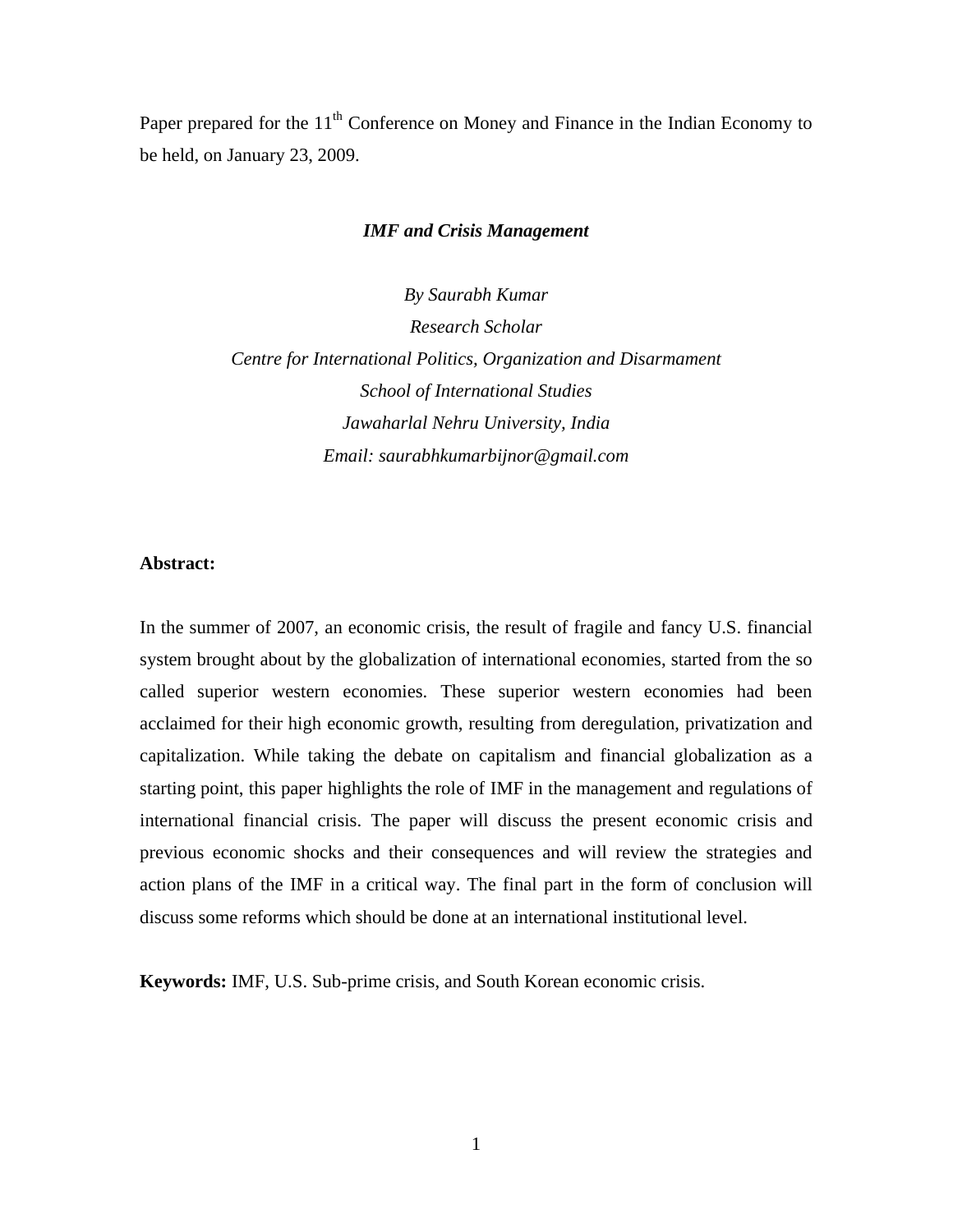Paper prepared for the 11th Conference on Money and Finance in the Indian Economy to be held, on January 23, 2009.

# *IMF and Crisis Management*

*By Saurabh Kumar*

*Research Scholar*

*Centre for International Politics, Organization and Disarmament*

*School of International Studies*

*Jawaharlal Nehru University, India*

*Email: saurabhkumarbijnor@gmail.com*

**Abstract:**

In the summer of 2007, an economic crisis, the result of fragile and fancy U.S. financial system brought about by the globalization of international economies, started from the so called superior western economies. These superior western economies had been acclaimed for their high economic growth, resulting from deregulation, privatization and capitalization. While taking the debate on capitalism and financial globalization as a starting point, this paper highlights the role of IMF in the management and regulations of international financial crisis. The paper will discuss the present economic crisis and previous economic shocks and their consequences and will review the strategies and action plans of the IMF in a critical way. The final part in the form of conclusion will discuss some reforms which should be done at an international institutional level.

**Keywords:** IMF, U.S. Sub-prime crisis, and South Korean economic crisis.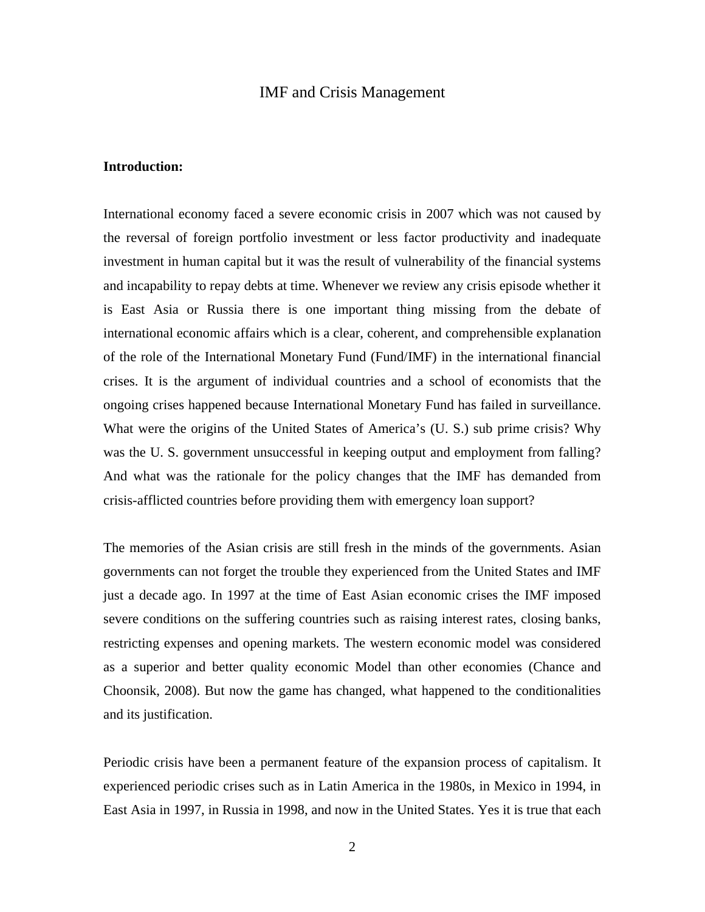# IMF and Crisis Management

**Introduction:**

International economy faced a severe economic crisis in 2007 which was not caused by the reversal of foreign portfolio investment or less factor productivity and inadequate investment in human capital but it was the result of vulnerability of the financial systems and incapability to repay debts at time. Whenever we review any crisis episode whether it is East Asia or Russia there is one important thing missing from the debate of international economic affairs which is a clear, coherent, and comprehensible explanation of the role of the International Monetary Fund (Fund/IMF) in the international financial crises. It is the argument of individual countries and a school of economists that the ongoing crises happened because International Monetary Fund has failed in surveillance. What were the origins of the United States of America's (U. S.) sub prime crisis? Why was the U. S. government unsuccessful in keeping output and employment from falling? And what was the rationale for the policy changes that the IMF has demanded from crisis-afflicted countries before providing them with emergency loan support?

The memories of the Asian crisis are still fresh in the minds of the governments. Asian governments can not forget the trouble they experienced from the United States and IMF just a decade ago. In 1997 at the time of East Asian economic crises the IMF imposed severe conditions on the suffering countries such as raising interest rates, closing banks, restricting expenses and opening markets. The western economic model was considered as a superior and better quality economic Model than other economies (Chance and Choonsik, 2008). But now the game has changed, what happened to the conditionalities and its justification.

Periodic crisis have been a permanent feature of the expansion process of capitalism. It experienced periodic crises such as in Latin America in the 1980s, in Mexico in 1994, in East Asia in 1997, in Russia in 1998, and now in the United States. Yes it is true that each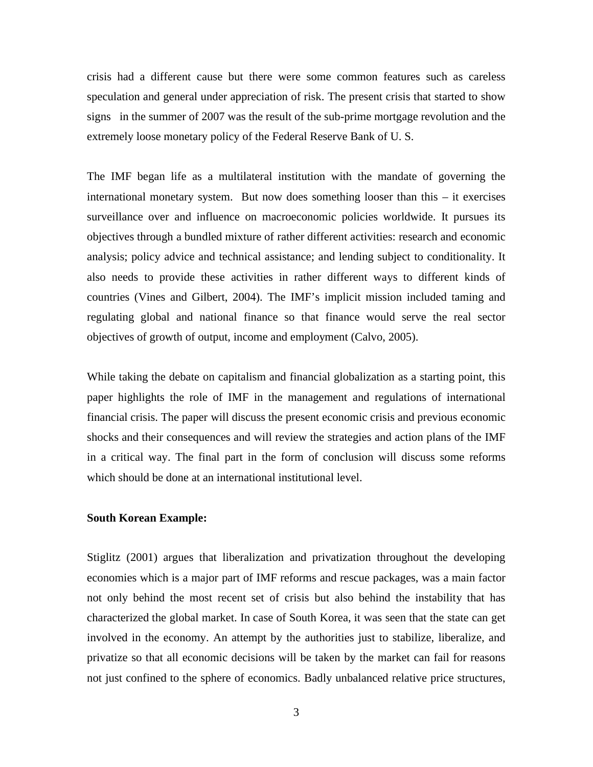crisis had a different cause but there were some common features such as careless speculation and general under appreciation of risk. The present crisis that started to show signs in the summer of 2007 was the result of the sub-prime mortgage revolution and the extremely loose monetary policy of the Federal Reserve Bank of U. S.

The IMF began life as a multilateral institution with the mandate of governing the international monetary system. But now does something looser than this – it exercises surveillance over and influence on macroeconomic policies worldwide. It pursues its objectives through a bundled mixture of rather different activities: research and economic analysis; policy advice and technical assistance; and lending subject to conditionality. It also needs to provide these activities in rather different ways to different kinds of countries (Vines and Gilbert, 2004). The IMF's implicit mission included taming and regulating global and national finance so that finance would serve the real sector objectives of growth of output, income and employment (Calvo, 2005).

While taking the debate on capitalism and financial globalization as a starting point, this paper highlights the role of IMF in the management and regulations of international financial crisis. The paper will discuss the present economic crisis and previous economic shocks and their consequences and will review the strategies and action plans of the IMF in a critical way. The final part in the form of conclusion will discuss some reforms which should be done at an international institutional level.

**South Korean Example:**

Stiglitz (2001) argues that liberalization and privatization throughout the developing economies which is a major part of IMF reforms and rescue packages, was a main factor not only behind the most recent set of crisis but also behind the instability that has characterized the global market. In case of South Korea, it was seen that the state can get involved in the economy. An attempt by the authorities just to stabilize, liberalize, and privatize so that all economic decisions will be taken by the market can fail for reasons not just confined to the sphere of economics. Badly unbalanced relative price structures,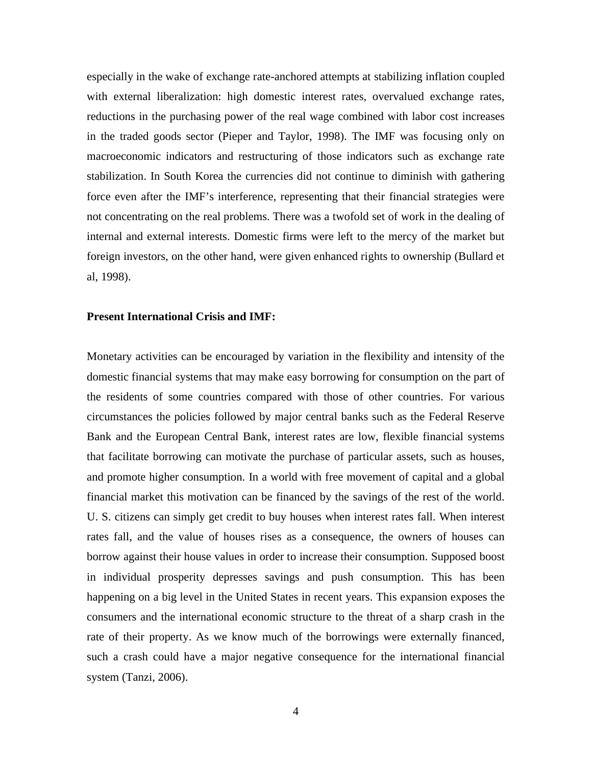especially in the wake of exchange rate-anchored attempts at stabilizing inflation coupled with external liberalization: high domestic interest rates, overvalued exchange rates, reductions in the purchasing power of the real wage combined with labor cost increases in the traded goods sector (Pieper and Taylor, 1998). The IMF was focusing only on macroeconomic indicators and restructuring of those indicators such as exchange rate stabilization. In South Korea the currencies did not continue to diminish with gathering force even after the IMF's interference, representing that their financial strategies were not concentrating on the real problems. There was a twofold set of work in the dealing of internal and external interests. Domestic firms were left to the mercy of the market but foreign investors, on the other hand, were given enhanced rights to ownership (Bullard et al, 1998).

**Present International Crisis and IMF:**

Monetary activities can be encouraged by variation in the flexibility and intensity of the domestic financial systems that may make easy borrowing for consumption on the part of the residents of some countries compared with those of other countries. For various circumstances the policies followed by major central banks such as the Federal Reserve Bank and the European Central Bank, interest rates are low, flexible financial systems that facilitate borrowing can motivate the purchase of particular assets, such as houses, and promote higher consumption. In a world with free movement of capital and a global financial market this motivation can be financed by the savings of the rest of the world. U. S. citizens can simply get credit to buy houses when interest rates fall. When interest rates fall, and the value of houses rises as a consequence, the owners of houses can borrow against their house values in order to increase their consumption. Supposed boost in individual prosperity depresses savings and push consumption. This has been happening on a big level in the United States in recent years. This expansion exposes the consumers and the international economic structure to the threat of a sharp crash in the rate of their property. As we know much of the borrowings were externally financed, such a crash could have a major negative consequence for the international financial system (Tanzi, 2006).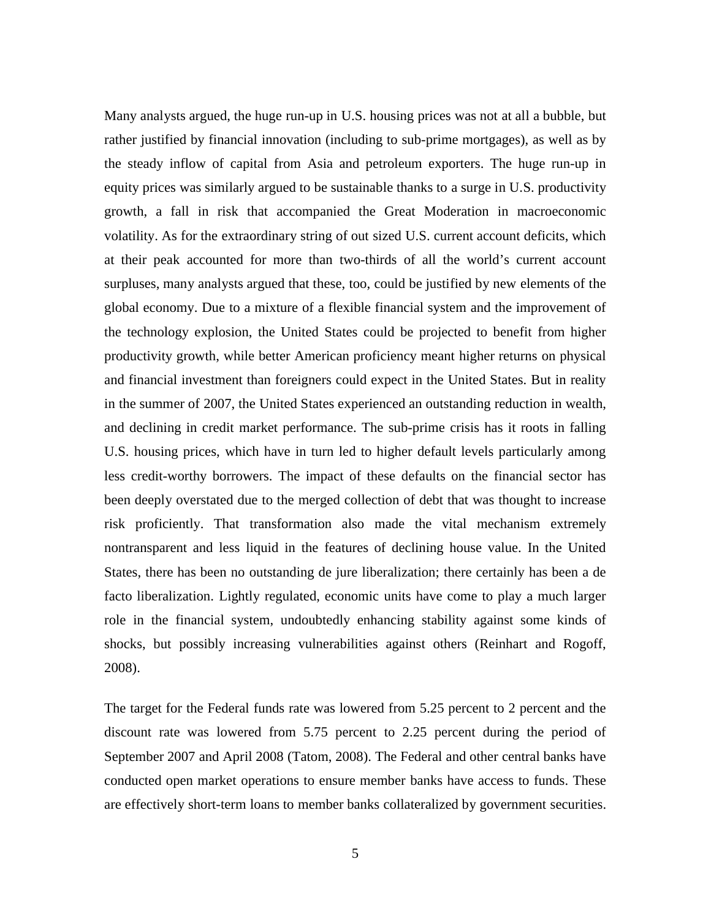Many analysts argued, the huge run-up in U.S. housing prices was not at all a bubble, but rather justified by financial innovation (including to sub-prime mortgages), as well as by the steady inflow of capital from Asia and petroleum exporters. The huge run-up in equity prices was similarly argued to be sustainable thanks to a surge in U.S. productivity growth, a fall in risk that accompanied the Great Moderation in macroeconomic volatility. As for the extraordinary string of out sized U.S. current account deficits, which at their peak accounted for more than two-thirds of all the world's current account surpluses, many analysts argued that these, too, could be justified by new elements of the global economy. Due to a mixture of a flexible financial system and the improvement of the technology explosion, the United States could be projected to benefit from higher productivity growth, while better American proficiency meant higher returns on physical and financial investment than foreigners could expect in the United States. But in reality in the summer of 2007, the United States experienced an outstanding reduction in wealth, and declining in credit market performance. The sub-prime crisis has it roots in falling U.S. housing prices, which have in turn led to higher default levels particularly among less credit-worthy borrowers. The impact of these defaults on the financial sector has been deeply overstated due to the merged collection of debt that was thought to increase risk proficiently. That transformation also made the vital mechanism extremely nontransparent and less liquid in the features of declining house value. In the United States, there has been no outstanding de jure liberalization; there certainly has been a de facto liberalization. Lightly regulated, economic units have come to play a much larger role in the financial system, undoubtedly enhancing stability against some kinds of shocks, but possibly increasing vulnerabilities against others (Reinhart and Rogoff, 2008).

The target for the Federal funds rate was lowered from 5.25 percent to 2 percent and the discount rate was lowered from 5.75 percent to 2.25 percent during the period of September 2007 and April 2008 (Tatom, 2008). The Federal and other central banks have conducted open market operations to ensure member banks have access to funds. These are effectively short-term loans to member banks collateralized by government securities.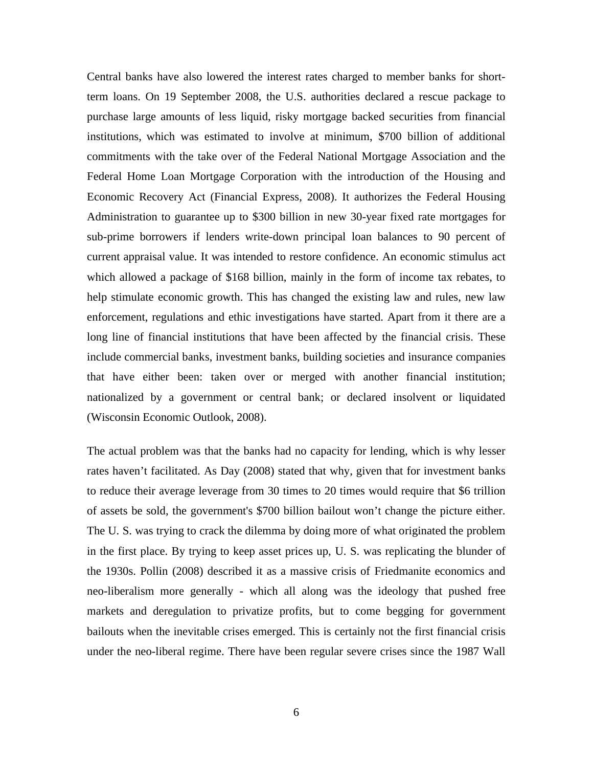Central banks have also lowered the interest rates charged to member banks for short-term loans. On 19 September 2008, the U.S. authorities declared a rescue package to purchase large amounts of less liquid, risky mortgage backed securities from financial institutions, which was estimated to involve at minimum, $700 billion of additional commitments with the take over of the Federal National Mortgage Association and the Federal Home Loan Mortgage Corporation with the introduction of the Housing and Economic Recovery Act (Financial Express, 2008). It authorizes the Federal Housing Administration to guarantee up to $300 billion in new 30-year fixed rate mortgages for sub-prime borrowers if lenders write-down principal loan balances to 90 percent of current appraisal value. It was intended to restore confidence. An economic stimulus act which allowed a package of $168 billion, mainly in the form of income tax rebates, to help stimulate economic growth. This has changed the existing law and rules, new law enforcement, regulations and ethic investigations have started. Apart from it there are a long line of financial institutions that have been affected by the financial crisis. These include commercial banks, investment banks, building societies and insurance companies that have either been: taken over or merged with another financial institution; nationalized by a government or central bank; or declared insolvent or liquidated (Wisconsin Economic Outlook, 2008).

The actual problem was that the banks had no capacity for lending, which is why lesser rates haven't facilitated. As Day (2008) stated that why, given that for investment banks to reduce their average leverage from 30 times to 20 times would require that $6 trillion of assets be sold, the government's $700 billion bailout won't change the picture either. The U. S. was trying to crack the dilemma by doing more of what originated the problem in the first place. By trying to keep asset prices up, U. S. was replicating the blunder of the 1930s. Pollin (2008) described it as a massive crisis of Friedmanite economics and neo-liberalism more generally - which all along was the ideology that pushed free markets and deregulation to privatize profits, but to come begging for government bailouts when the inevitable crises emerged. This is certainly not the first financial crisis under the neo-liberal regime. There have been regular severe crises since the 1987 Wall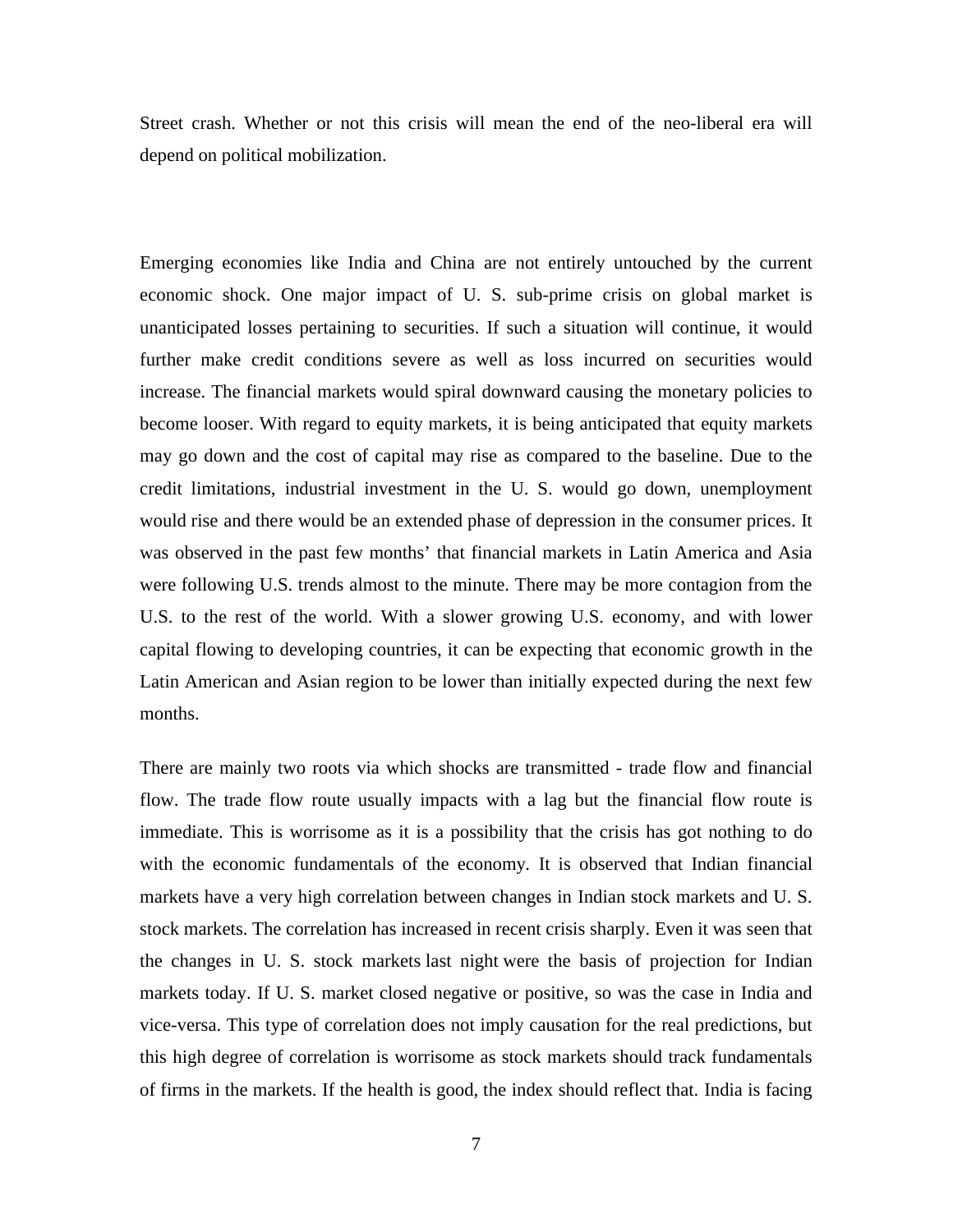Street crash. Whether or not this crisis will mean the end of the neo-liberal era will depend on political mobilization.

Emerging economies like India and China are not entirely untouched by the current economic shock. One major impact of U. S. sub-prime crisis on global market is unanticipated losses pertaining to securities. If such a situation will continue, it would further make credit conditions severe as well as loss incurred on securities would increase. The financial markets would spiral downward causing the monetary policies to become looser. With regard to equity markets, it is being anticipated that equity markets may go down and the cost of capital may rise as compared to the baseline. Due to the credit limitations, industrial investment in the U. S. would go down, unemployment would rise and there would be an extended phase of depression in the consumer prices. It was observed in the past few months' that financial markets in Latin America and Asia were following U.S. trends almost to the minute. There may be more contagion from the U.S. to the rest of the world. With a slower growing U.S. economy, and with lower capital flowing to developing countries, it can be expecting that economic growth in the Latin American and Asian region to be lower than initially expected during the next few months.

There are mainly two roots via which shocks are transmitted - trade flow and financial flow. The trade flow route usually impacts with a lag but the financial flow route is immediate. This is worrisome as it is a possibility that the crisis has got nothing to do with the economic fundamentals of the economy. It is observed that Indian financial markets have a very high correlation between changes in Indian stock markets and U. S. stock markets. The correlation has increased in recent crisis sharply. Even it was seen that the changes in U. S. stock markets last night were the basis of projection for Indian markets today. If U. S. market closed negative or positive, so was the case in India and vice-versa. This type of correlation does not imply causation for the real predictions, but this high degree of correlation is worrisome as stock markets should track fundamentals of firms in the markets. If the health is good, the index should reflect that. India is facing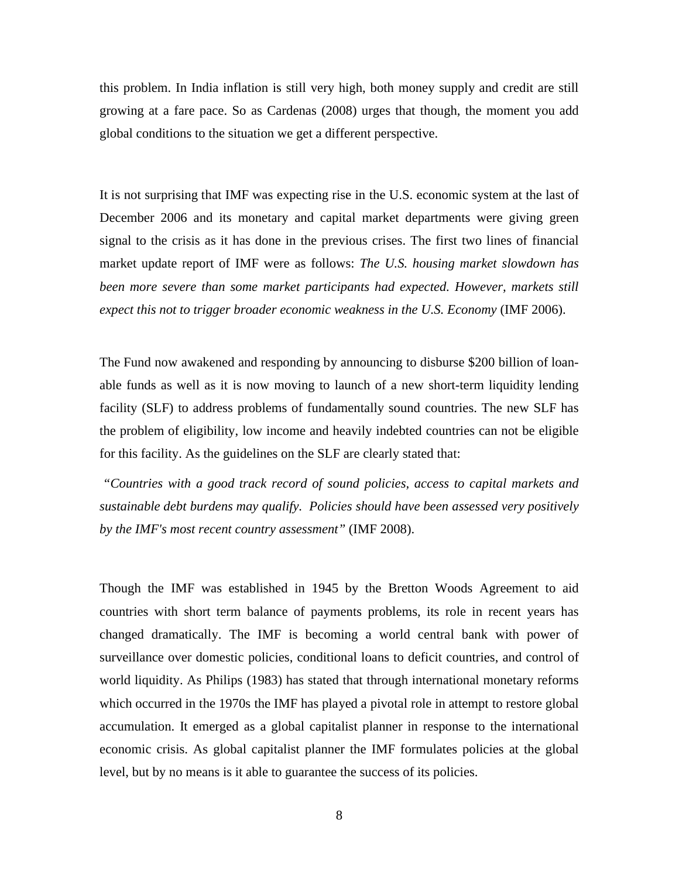this problem. In India inflation is still very high, both money supply and credit are still growing at a fare pace. So as Cardenas (2008) urges that though, the moment you add global conditions to the situation we get a different perspective.

It is not surprising that IMF was expecting rise in the U.S. economic system at the last of December 2006 and its monetary and capital market departments were giving green signal to the crisis as it has done in the previous crises. The first two lines of financial market update report of IMF were as follows: *The U.S. housing market slowdown has been more severe than some market participants had expected. However, markets still expect this not to trigger broader economic weakness in the U.S. Economy* (IMF 2006).

The Fund now awakened and responding by announcing to disburse $200 billion of loan-able funds as well as it is now moving to launch of a new short-term liquidity lending facility (SLF) to address problems of fundamentally sound countries. The new SLF has the problem of eligibility, low income and heavily indebted countries can not be eligible for this facility. As the guidelines on the SLF are clearly stated that:

*"Countries with a good track record of sound policies, access to capital markets and sustainable debt burdens may qualify. Policies should have been assessed very positively by the IMF's most recent country assessment"* (IMF 2008).

Though the IMF was established in 1945 by the Bretton Woods Agreement to aid countries with short term balance of payments problems, its role in recent years has changed dramatically. The IMF is becoming a world central bank with power of surveillance over domestic policies, conditional loans to deficit countries, and control of world liquidity. As Philips (1983) has stated that through international monetary reforms which occurred in the 1970s the IMF has played a pivotal role in attempt to restore global accumulation. It emerged as a global capitalist planner in response to the international economic crisis. As global capitalist planner the IMF formulates policies at the global level, but by no means is it able to guarantee the success of its policies.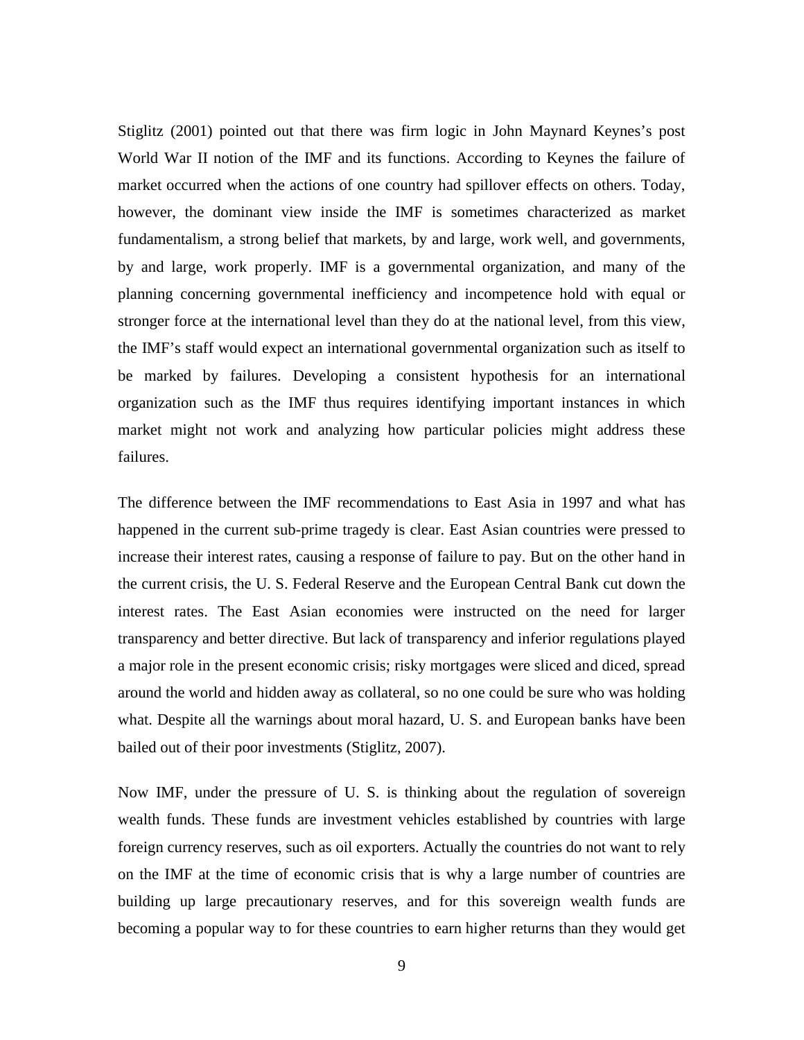Stiglitz (2001) pointed out that there was firm logic in John Maynard Keynes's post World War II notion of the IMF and its functions. According to Keynes the failure of market occurred when the actions of one country had spillover effects on others. Today, however, the dominant view inside the IMF is sometimes characterized as market fundamentalism, a strong belief that markets, by and large, work well, and governments, by and large, work properly. IMF is a governmental organization, and many of the planning concerning governmental inefficiency and incompetence hold with equal or stronger force at the international level than they do at the national level, from this view, the IMF's staff would expect an international governmental organization such as itself to be marked by failures. Developing a consistent hypothesis for an international organization such as the IMF thus requires identifying important instances in which market might not work and analyzing how particular policies might address these failures.

The difference between the IMF recommendations to East Asia in 1997 and what has happened in the current sub-prime tragedy is clear. East Asian countries were pressed to increase their interest rates, causing a response of failure to pay. But on the other hand in the current crisis, the U. S. Federal Reserve and the European Central Bank cut down the interest rates. The East Asian economies were instructed on the need for larger transparency and better directive. But lack of transparency and inferior regulations played a major role in the present economic crisis; risky mortgages were sliced and diced, spread around the world and hidden away as collateral, so no one could be sure who was holding what. Despite all the warnings about moral hazard, U. S. and European banks have been bailed out of their poor investments (Stiglitz, 2007).

Now IMF, under the pressure of U. S. is thinking about the regulation of sovereign wealth funds. These funds are investment vehicles established by countries with large foreign currency reserves, such as oil exporters. Actually the countries do not want to rely on the IMF at the time of economic crisis that is why a large number of countries are building up large precautionary reserves, and for this sovereign wealth funds are becoming a popular way to for these countries to earn higher returns than they would get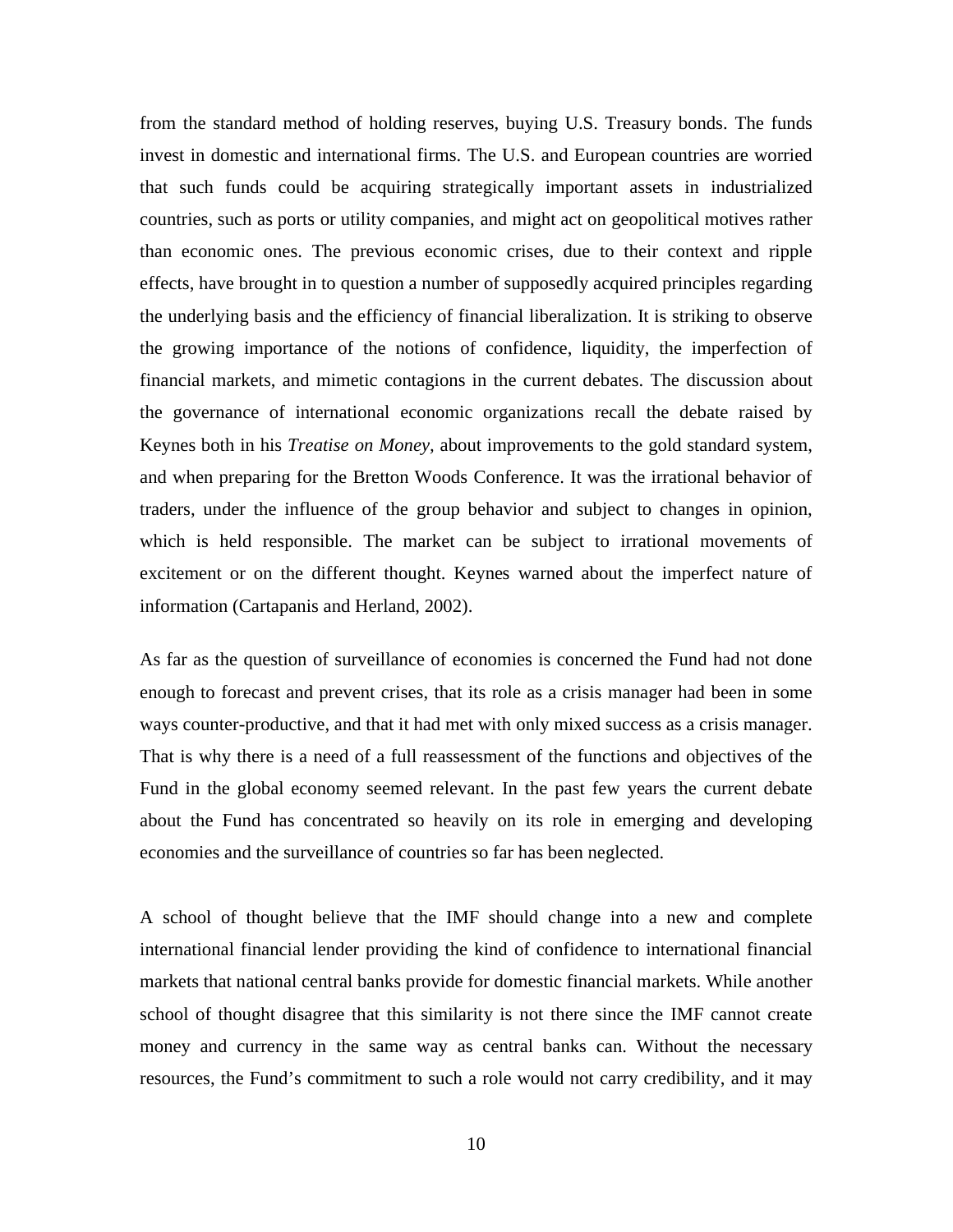from the standard method of holding reserves, buying U.S. Treasury bonds. The funds invest in domestic and international firms. The U.S. and European countries are worried that such funds could be acquiring strategically important assets in industrialized countries, such as ports or utility companies, and might act on geopolitical motives rather than economic ones. The previous economic crises, due to their context and ripple effects, have brought in to question a number of supposedly acquired principles regarding the underlying basis and the efficiency of financial liberalization. It is striking to observe the growing importance of the notions of confidence, liquidity, the imperfection of financial markets, and mimetic contagions in the current debates. The discussion about the governance of international economic organizations recall the debate raised by Keynes both in his *Treatise on Money,* about improvements to the gold standard system, and when preparing for the Bretton Woods Conference. It was the irrational behavior of traders, under the influence of the group behavior and subject to changes in opinion, which is held responsible. The market can be subject to irrational movements of excitement or on the different thought. Keynes warned about the imperfect nature of information (Cartapanis and Herland, 2002).

As far as the question of surveillance of economies is concerned the Fund had not done enough to forecast and prevent crises, that its role as a crisis manager had been in some ways counter-productive, and that it had met with only mixed success as a crisis manager. That is why there is a need of a full reassessment of the functions and objectives of the Fund in the global economy seemed relevant. In the past few years the current debate about the Fund has concentrated so heavily on its role in emerging and developing economies and the surveillance of countries so far has been neglected.

A school of thought believe that the IMF should change into a new and complete international financial lender providing the kind of confidence to international financial markets that national central banks provide for domestic financial markets. While another school of thought disagree that this similarity is not there since the IMF cannot create money and currency in the same way as central banks can. Without the necessary resources, the Fund's commitment to such a role would not carry credibility, and it may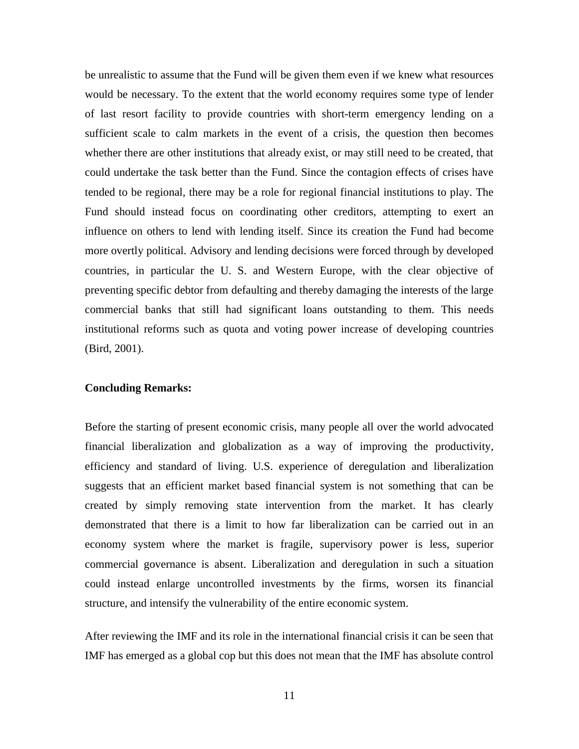be unrealistic to assume that the Fund will be given them even if we knew what resources would be necessary. To the extent that the world economy requires some type of lender of last resort facility to provide countries with short-term emergency lending on a sufficient scale to calm markets in the event of a crisis, the question then becomes whether there are other institutions that already exist, or may still need to be created, that could undertake the task better than the Fund. Since the contagion effects of crises have tended to be regional, there may be a role for regional financial institutions to play. The Fund should instead focus on coordinating other creditors, attempting to exert an influence on others to lend with lending itself. Since its creation the Fund had become more overtly political. Advisory and lending decisions were forced through by developed countries, in particular the U. S. and Western Europe, with the clear objective of preventing specific debtor from defaulting and thereby damaging the interests of the large commercial banks that still had significant loans outstanding to them. This needs institutional reforms such as quota and voting power increase of developing countries (Bird, 2001).

**Concluding Remarks:**

Before the starting of present economic crisis, many people all over the world advocated financial liberalization and globalization as a way of improving the productivity, efficiency and standard of living. U.S. experience of deregulation and liberalization suggests that an efficient market based financial system is not something that can be created by simply removing state intervention from the market. It has clearly demonstrated that there is a limit to how far liberalization can be carried out in an economy system where the market is fragile, supervisory power is less, superior commercial governance is absent. Liberalization and deregulation in such a situation could instead enlarge uncontrolled investments by the firms, worsen its financial structure, and intensify the vulnerability of the entire economic system.

After reviewing the IMF and its role in the international financial crisis it can be seen that IMF has emerged as a global cop but this does not mean that the IMF has absolute control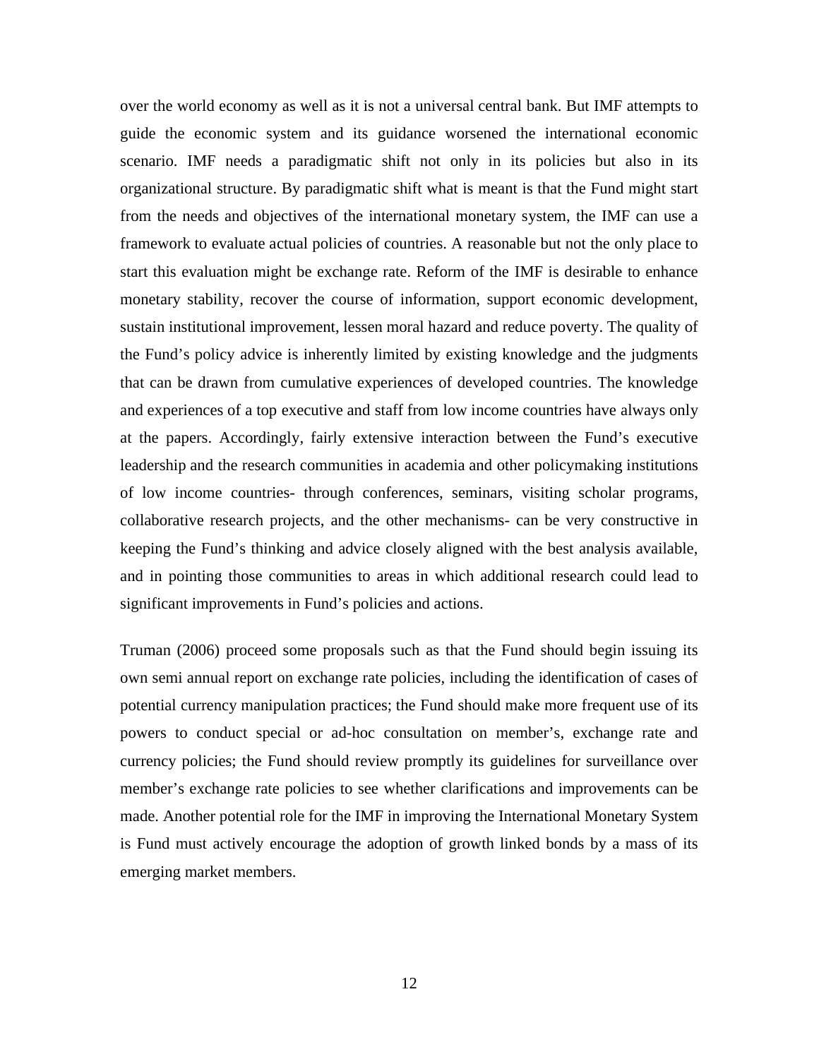over the world economy as well as it is not a universal central bank. But IMF attempts to guide the economic system and its guidance worsened the international economic scenario. IMF needs a paradigmatic shift not only in its policies but also in its organizational structure. By paradigmatic shift what is meant is that the Fund might start from the needs and objectives of the international monetary system, the IMF can use a framework to evaluate actual policies of countries. A reasonable but not the only place to start this evaluation might be exchange rate. Reform of the IMF is desirable to enhance monetary stability, recover the course of information, support economic development, sustain institutional improvement, lessen moral hazard and reduce poverty. The quality of the Fund's policy advice is inherently limited by existing knowledge and the judgments that can be drawn from cumulative experiences of developed countries. The knowledge and experiences of a top executive and staff from low income countries have always only at the papers. Accordingly, fairly extensive interaction between the Fund's executive leadership and the research communities in academia and other policymaking institutions of low income countries- through conferences, seminars, visiting scholar programs, collaborative research projects, and the other mechanisms- can be very constructive in keeping the Fund's thinking and advice closely aligned with the best analysis available, and in pointing those communities to areas in which additional research could lead to significant improvements in Fund's policies and actions.

Truman (2006) proceed some proposals such as that the Fund should begin issuing its own semi annual report on exchange rate policies, including the identification of cases of potential currency manipulation practices; the Fund should make more frequent use of its powers to conduct special or ad-hoc consultation on member's, exchange rate and currency policies; the Fund should review promptly its guidelines for surveillance over member's exchange rate policies to see whether clarifications and improvements can be made. Another potential role for the IMF in improving the International Monetary System is Fund must actively encourage the adoption of growth linked bonds by a mass of its emerging market members.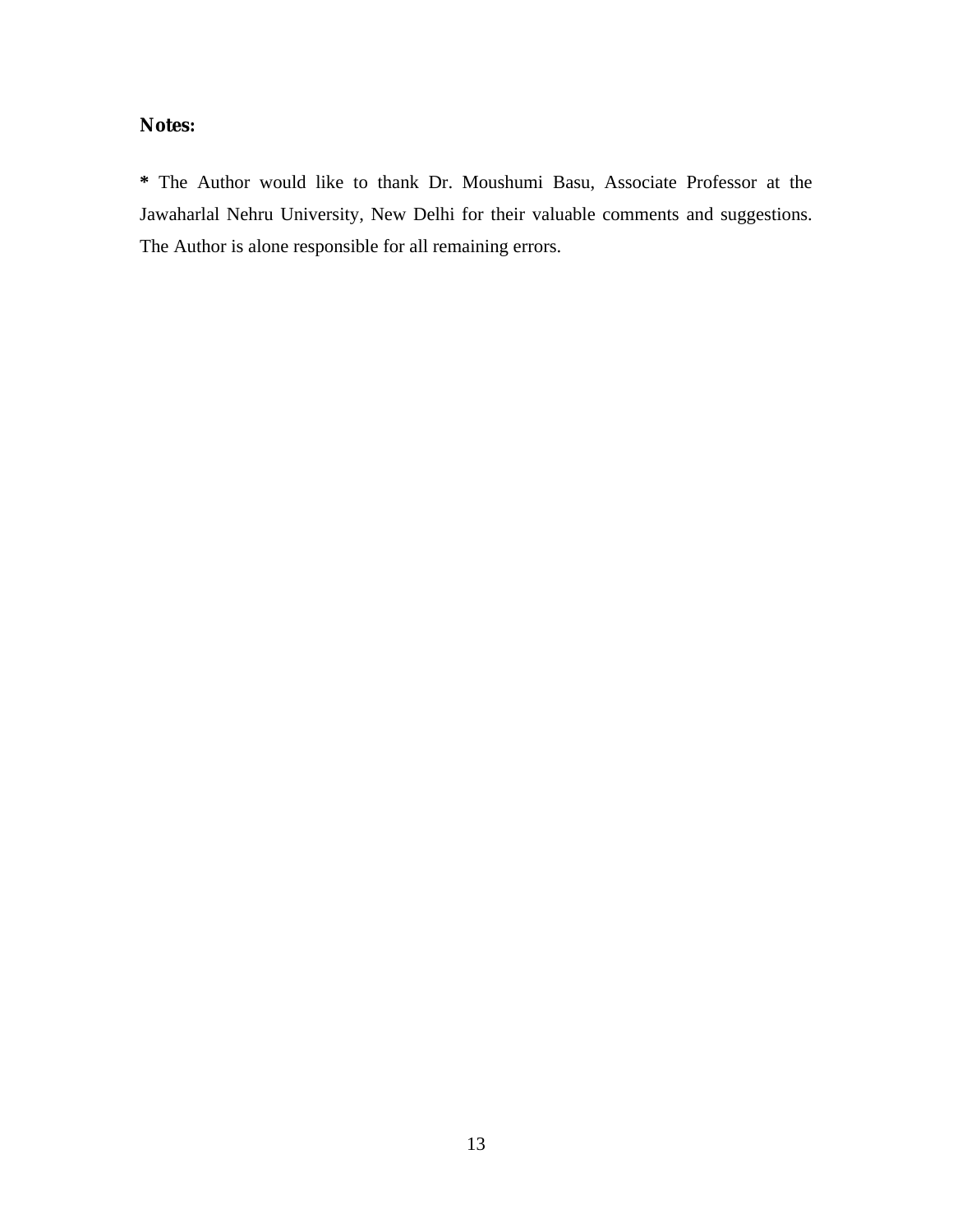**Notes:**

**\*** The Author would like to thank Dr. Moushumi Basu, Associate Professor at the Jawaharlal Nehru University, New Delhi for their valuable comments and suggestions. The Author is alone responsible for all remaining errors.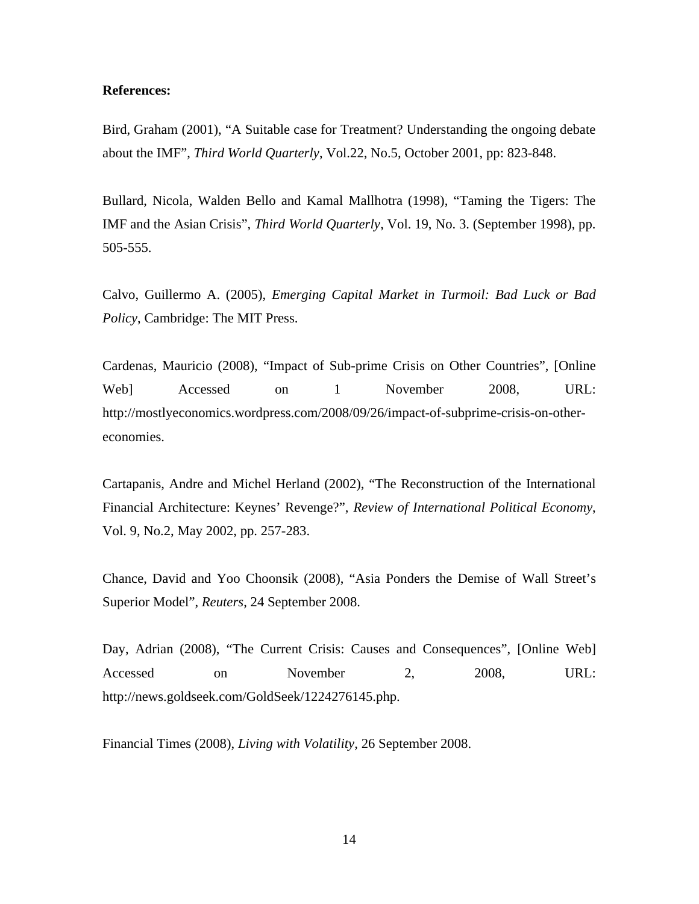**References:**

Bird, Graham (2001), "A Suitable case for Treatment? Understanding the ongoing debate about the IMF", *Third World Quarterly*, Vol.22, No.5, October 2001, pp: 823-848.

Bullard, Nicola, Walden Bello and Kamal Mallhotra (1998), "Taming the Tigers: The IMF and the Asian Crisis", *Third World Quarterly*, Vol. 19, No. 3. (September 1998), pp. 505-555.

Calvo, Guillermo A. (2005), *Emerging Capital Market in Turmoil: Bad Luck or Bad Policy*, Cambridge: The MIT Press.

Cardenas, Mauricio (2008), "Impact of Sub-prime Crisis on Other Countries", [Online Web] Accessed on 1 November 2008, URL: http://mostlyeconomics.wordpress.com/2008/09/26/impact-of-subprime-crisis-on-other-economies.

Cartapanis, Andre and Michel Herland (2002), "The Reconstruction of the International Financial Architecture: Keynes' Revenge?", *Review of International Political Economy*, Vol. 9, No.2, May 2002, pp. 257-283.

Chance, David and Yoo Choonsik (2008), "Asia Ponders the Demise of Wall Street's Superior Model", *Reuters*, 24 September 2008.

Day, Adrian (2008), "The Current Crisis: Causes and Consequences", [Online Web] Accessed on November 2, 2008, URL: http://news.goldseek.com/GoldSeek/1224276145.php.

Financial Times (2008), *Living with Volatility*, 26 September 2008.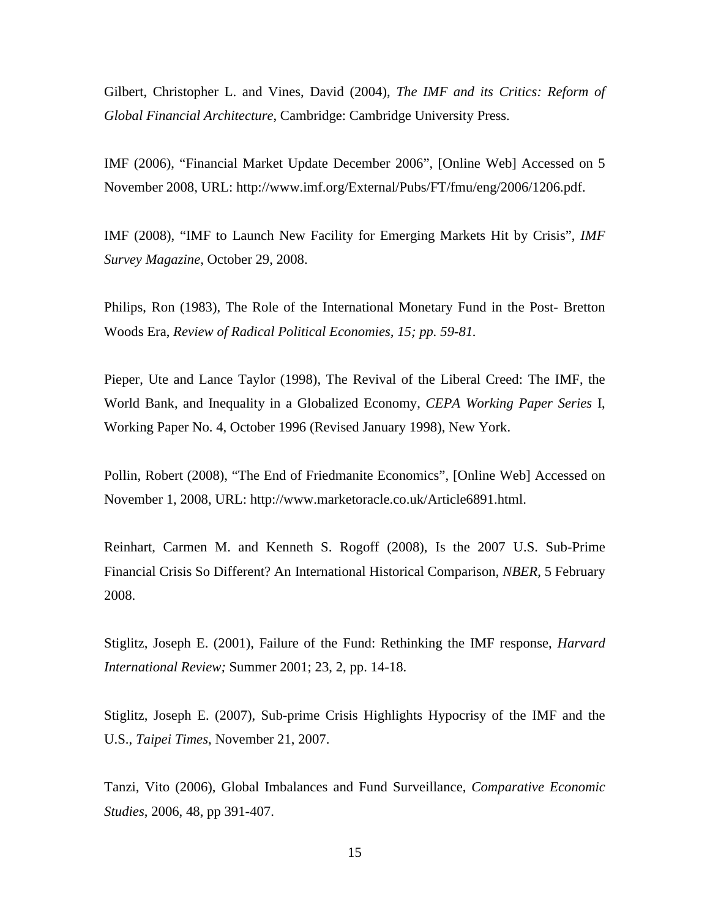Gilbert, Christopher L. and Vines, David (2004), *The IMF and its Critics: Reform of Global Financial Architecture*, Cambridge: Cambridge University Press.

IMF (2006), "Financial Market Update December 2006", [Online Web] Accessed on 5 November 2008, URL: http://www.imf.org/External/Pubs/FT/fmu/eng/2006/1206.pdf.

IMF (2008), "IMF to Launch New Facility for Emerging Markets Hit by Crisis", *IMF Survey Magazine*, October 29, 2008.

Philips, Ron (1983), The Role of the International Monetary Fund in the Post- Bretton Woods Era, *Review of Radical Political Economies, 15; pp. 59-81.*

Pieper, Ute and Lance Taylor (1998), The Revival of the Liberal Creed: The IMF, the World Bank, and Inequality in a Globalized Economy, *CEPA Working Paper Series* I, Working Paper No. 4, October 1996 (Revised January 1998), New York.

Pollin, Robert (2008), "The End of Friedmanite Economics", [Online Web] Accessed on November 1, 2008, URL: http://www.marketoracle.co.uk/Article6891.html.

Reinhart, Carmen M. and Kenneth S. Rogoff (2008), Is the 2007 U.S. Sub-Prime Financial Crisis So Different? An International Historical Comparison, *NBER*, 5 February 2008.

Stiglitz, Joseph E. (2001), Failure of the Fund: Rethinking the IMF response, *Harvard International Review;* Summer 2001; 23, 2, pp. 14-18.

Stiglitz, Joseph E. (2007), Sub-prime Crisis Highlights Hypocrisy of the IMF and the U.S., *Taipei Times*, November 21, 2007.

Tanzi, Vito (2006), Global Imbalances and Fund Surveillance, *Comparative Economic Studies*, 2006, 48, pp 391-407.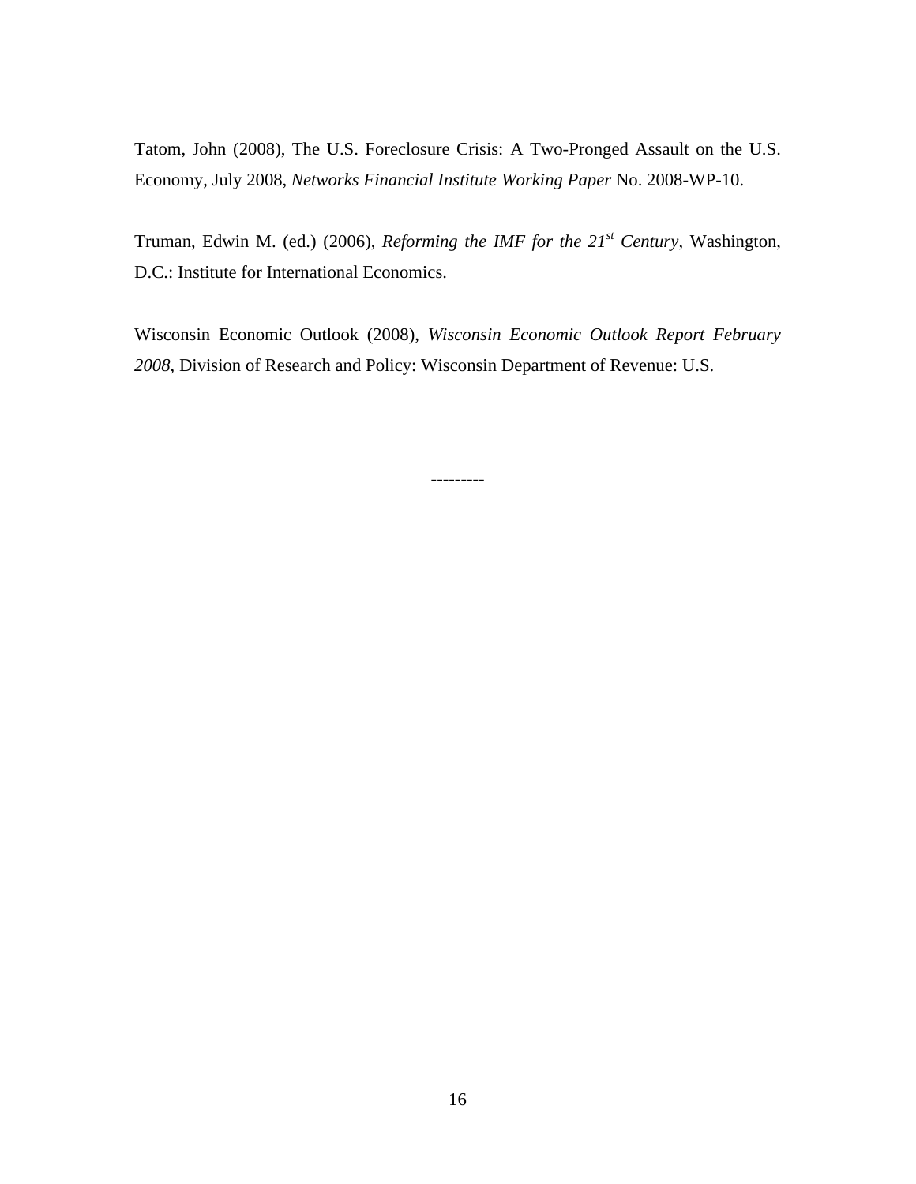Tatom, John (2008), The U.S. Foreclosure Crisis: A Two-Pronged Assault on the U.S. Economy, July 2008, *Networks Financial Institute Working Paper* No. 2008-WP-10.

Truman, Edwin M. (ed.) (2006), *Reforming the IMF for the 21st Century*, Washington, D.C.: Institute for International Economics.

Wisconsin Economic Outlook (2008), *Wisconsin Economic Outlook Report February 2008*, Division of Research and Policy: Wisconsin Department of Revenue: U.S.

---------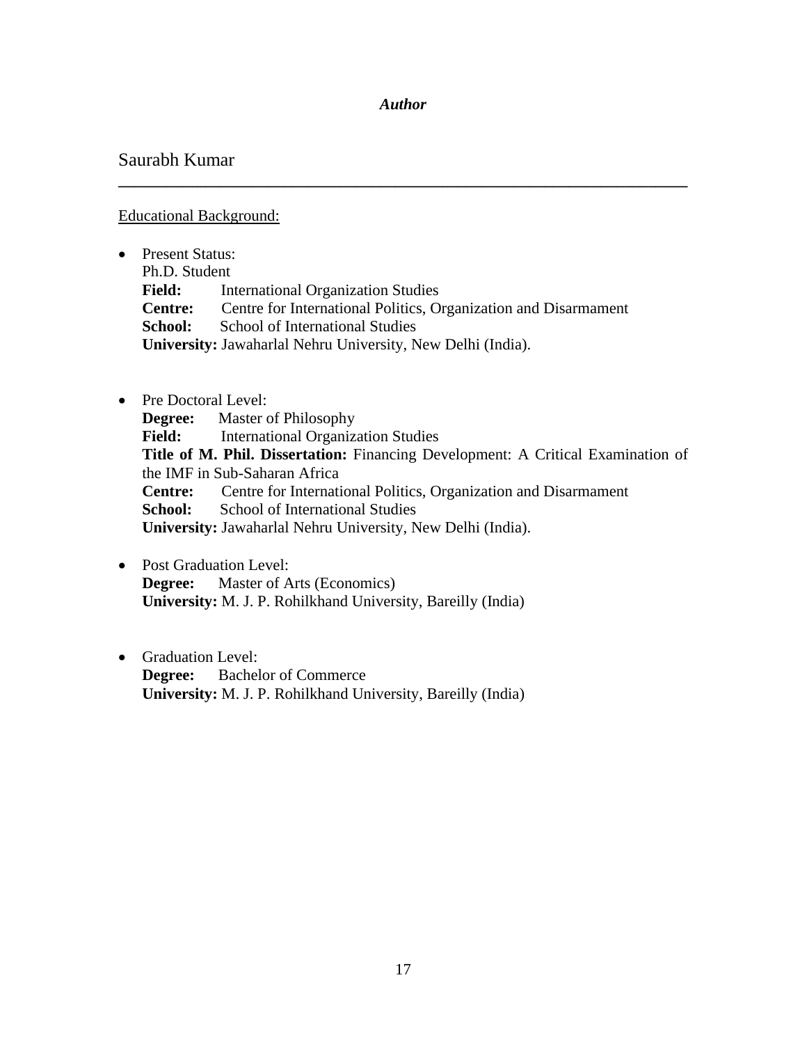***Author***

## Saurabh Kumar

---

Educational Background:

- Present Status:
  Ph.D. Student
  **Field:** International Organization Studies
  **Centre:** Centre for International Politics, Organization and Disarmament
  **School:** School of International Studies
  **University:** Jawaharlal Nehru University, New Delhi (India).

- Pre Doctoral Level:
  **Degree:** Master of Philosophy
  **Field:** International Organization Studies
  **Title of M. Phil. Dissertation:** Financing Development: A Critical Examination of the IMF in Sub-Saharan Africa
  **Centre:** Centre for International Politics, Organization and Disarmament
  **School:** School of International Studies
  **University:** Jawaharlal Nehru University, New Delhi (India).

- Post Graduation Level:
  **Degree:** Master of Arts (Economics)
  **University:** M. J. P. Rohilkhand University, Bareilly (India)

- Graduation Level:
  **Degree:** Bachelor of Commerce
  **University:** M. J. P. Rohilkhand University, Bareilly (India)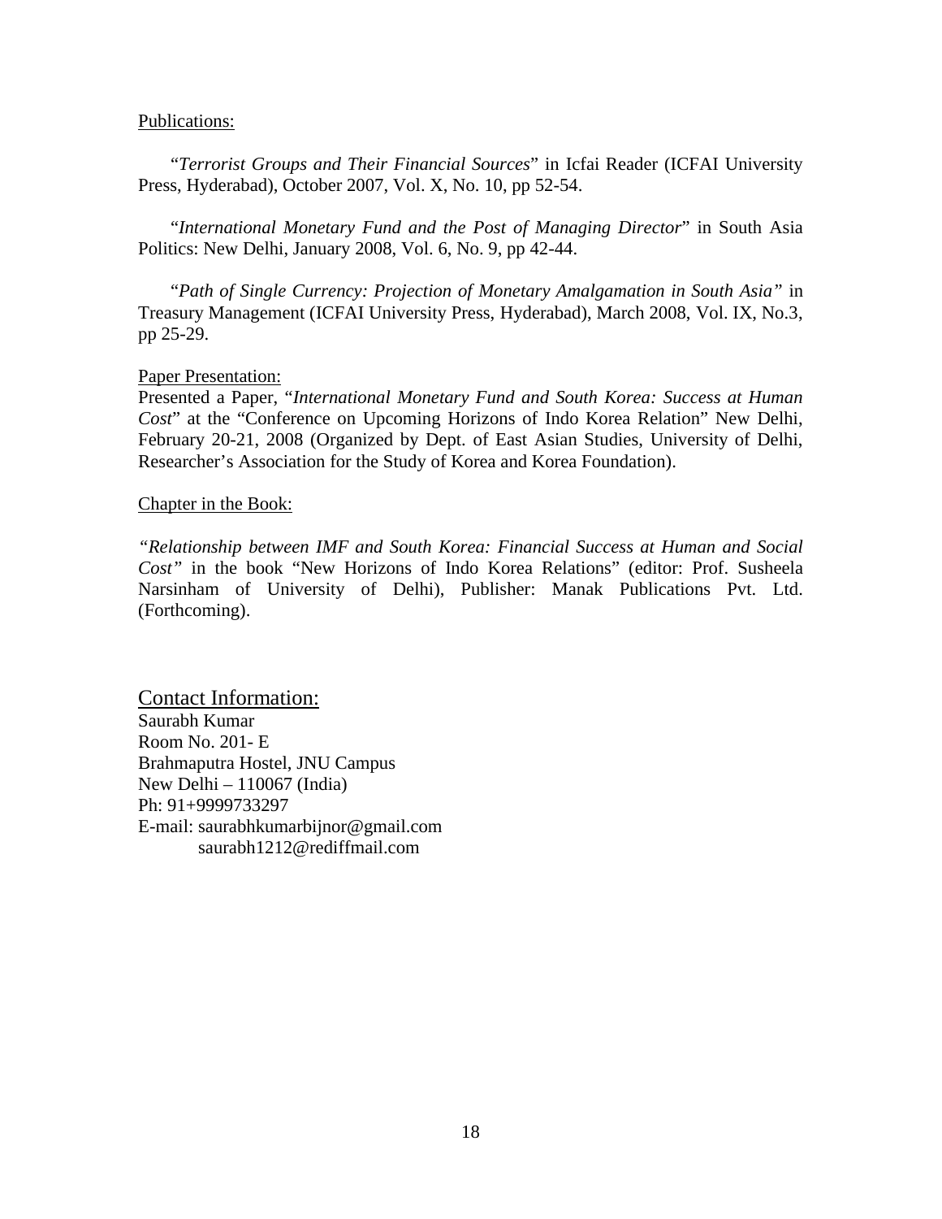Publications:

"*Terrorist Groups and Their Financial Sources*" in Icfai Reader (ICFAI University Press, Hyderabad), October 2007, Vol. X, No. 10, pp 52-54.

"*International Monetary Fund and the Post of Managing Director*" in South Asia Politics: New Delhi, January 2008, Vol. 6, No. 9, pp 42-44.

"*Path of Single Currency: Projection of Monetary Amalgamation in South Asia"* in Treasury Management (ICFAI University Press, Hyderabad), March 2008, Vol. IX, No.3, pp 25-29.

Paper Presentation:

Presented a Paper, "*International Monetary Fund and South Korea: Success at Human Cost*" at the "Conference on Upcoming Horizons of Indo Korea Relation" New Delhi, February 20-21, 2008 (Organized by Dept. of East Asian Studies, University of Delhi, Researcher's Association for the Study of Korea and Korea Foundation).

Chapter in the Book:

*"Relationship between IMF and South Korea: Financial Success at Human and Social Cost"* in the book "New Horizons of Indo Korea Relations" (editor: Prof. Susheela Narsinham of University of Delhi), Publisher: Manak Publications Pvt. Ltd. (Forthcoming).

## Contact Information:

Saurabh Kumar
Room No. 201- E
Brahmaputra Hostel, JNU Campus
New Delhi – 110067 (India)
Ph: 91+9999733297
E-mail: saurabhkumarbijnor@gmail.com
saurabh1212@rediffmail.com